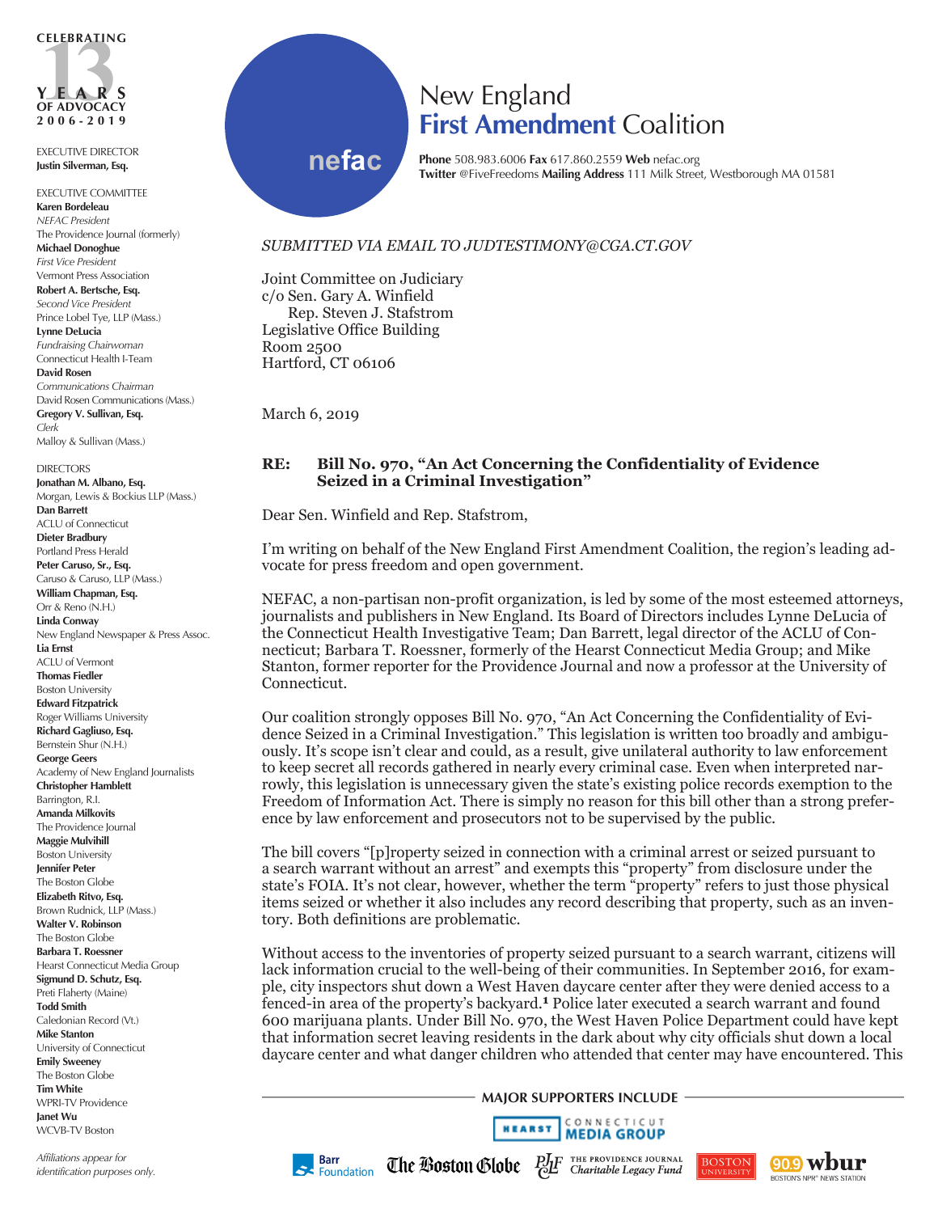CELEBRATING 13 YEARS OF ADVOCACY 2006-2019

EXECUTIVE DIRECTOR
**Justin Silverman, Esq.**

EXECUTIVE COMMITTEE
**Karen Bordeleau**
*NEFAC President*
The Providence Journal (formerly)
**Michael Donoghue**
*First Vice President*
Vermont Press Association
**Robert A. Bertsche, Esq.**
*Second Vice President*
Prince Lobel Tye, LLP (Mass.)
**Lynne DeLucia**
*Fundraising Chairwoman*
Connecticut Health I-Team
**David Rosen**
*Communications Chairman*
David Rosen Communications (Mass.)
**Gregory V. Sullivan, Esq.**
*Clerk*
Malloy & Sullivan (Mass.)

DIRECTORS
**Jonathan M. Albano, Esq.**
Morgan, Lewis & Bockius LLP (Mass.)
**Dan Barrett**
ACLU of Connecticut
**Dieter Bradbury**
Portland Press Herald
**Peter Caruso, Sr., Esq.**
Caruso & Caruso, LLP (Mass.)
**William Chapman, Esq.**
Orr & Reno (N.H.)
**Linda Conway**
New England Newspaper & Press Assoc.
**Lia Ernst**
ACLU of Vermont
**Thomas Fiedler**
Boston University
**Edward Fitzpatrick**
Roger Williams University
**Richard Gagliuso, Esq.**
Bernstein Shur (N.H.)
**George Geers**
Academy of New England Journalists
**Christopher Hamblett**
Barrington, R.I.
**Amanda Milkovits**
The Providence Journal
**Maggie Mulvihill**
Boston University
**Jennifer Peter**
The Boston Globe
**Elizabeth Ritvo, Esq.**
Brown Rudnick, LLP (Mass.)
**Walter V. Robinson**
The Boston Globe
**Barbara T. Roessner**
Hearst Connecticut Media Group
**Sigmund D. Schutz, Esq.**
Preti Flaherty (Maine)
**Todd Smith**
Caledonian Record (Vt.)
**Mike Stanton**
University of Connecticut
**Emily Sweeney**
The Boston Globe
**Tim White**
WPRI-TV Providence
**Janet Wu**
WCVB-TV Boston

*Affiliations appear for identification purposes only.*

nefac

# New England **First Amendment** Coalition

**Phone** 508.983.6006 **Fax** 617.860.2559 **Web** nefac.org
**Twitter** @FiveFreedoms **Mailing Address** 111 Milk Street, Westborough MA 01581

*SUBMITTED VIA EMAIL TO JUDTESTIMONY@CGA.CT.GOV*

Joint Committee on Judiciary
c/o Sen. Gary A. Winfield
Rep. Steven J. Stafstrom
Legislative Office Building
Room 2500
Hartford, CT 06106

March 6, 2019

**RE: Bill No. 970, "An Act Concerning the Confidentiality of Evidence Seized in a Criminal Investigation"**

Dear Sen. Winfield and Rep. Stafstrom,

I'm writing on behalf of the New England First Amendment Coalition, the region's leading advocate for press freedom and open government.

NEFAC, a non-partisan non-profit organization, is led by some of the most esteemed attorneys, journalists and publishers in New England. Its Board of Directors includes Lynne DeLucia of the Connecticut Health Investigative Team; Dan Barrett, legal director of the ACLU of Connecticut; Barbara T. Roessner, formerly of the Hearst Connecticut Media Group; and Mike Stanton, former reporter for the Providence Journal and now a professor at the University of Connecticut.

Our coalition strongly opposes Bill No. 970, "An Act Concerning the Confidentiality of Evidence Seized in a Criminal Investigation." This legislation is written too broadly and ambiguously. It's scope isn't clear and could, as a result, give unilateral authority to law enforcement to keep secret all records gathered in nearly every criminal case. Even when interpreted narrowly, this legislation is unnecessary given the state's existing police records exemption to the Freedom of Information Act. There is simply no reason for this bill other than a strong preference by law enforcement and prosecutors not to be supervised by the public.

The bill covers "[p]roperty seized in connection with a criminal arrest or seized pursuant to a search warrant without an arrest" and exempts this "property" from disclosure under the state's FOIA. It's not clear, however, whether the term "property" refers to just those physical items seized or whether it also includes any record describing that property, such as an inventory. Both definitions are problematic.

Without access to the inventories of property seized pursuant to a search warrant, citizens will lack information crucial to the well-being of their communities. In September 2016, for example, city inspectors shut down a West Haven daycare center after they were denied access to a fenced-in area of the property's backyard.[1] Police later executed a search warrant and found 600 marijuana plants. Under Bill No. 970, the West Haven Police Department could have kept that information secret leaving residents in the dark about why city officials shut down a local daycare center and what danger children who attended that center may have encountered. This

MAJOR SUPPORTERS INCLUDE
HEARST CONNECTICUT MEDIA GROUP · Barr Foundation · The Boston Globe · The Providence Journal Charitable Legacy Fund · Boston University · 90.9 wbur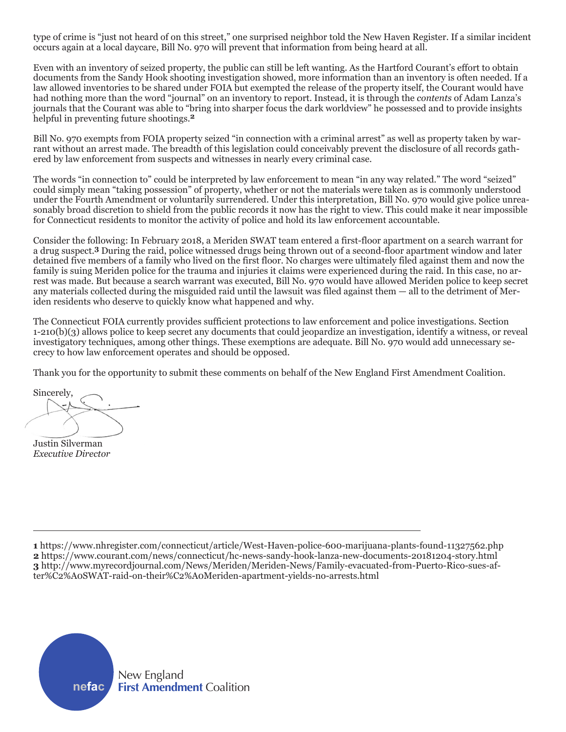type of crime is "just not heard of on this street," one surprised neighbor told the New Haven Register. If a similar incident occurs again at a local daycare, Bill No. 970 will prevent that information from being heard at all.

Even with an inventory of seized property, the public can still be left wanting. As the Hartford Courant's effort to obtain documents from the Sandy Hook shooting investigation showed, more information than an inventory is often needed. If a law allowed inventories to be shared under FOIA but exempted the release of the property itself, the Courant would have had nothing more than the word "journal" on an inventory to report. Instead, it is through the *contents* of Adam Lanza's journals that the Courant was able to "bring into sharper focus the dark worldview" he possessed and to provide insights helpful in preventing future shootings.[2]

Bill No. 970 exempts from FOIA property seized "in connection with a criminal arrest" as well as property taken by warrant without an arrest made. The breadth of this legislation could conceivably prevent the disclosure of all records gathered by law enforcement from suspects and witnesses in nearly every criminal case.

The words "in connection to" could be interpreted by law enforcement to mean "in any way related." The word "seized" could simply mean "taking possession" of property, whether or not the materials were taken as is commonly understood under the Fourth Amendment or voluntarily surrendered. Under this interpretation, Bill No. 970 would give police unreasonably broad discretion to shield from the public records it now has the right to view. This could make it near impossible for Connecticut residents to monitor the activity of police and hold its law enforcement accountable.

Consider the following: In February 2018, a Meriden SWAT team entered a first-floor apartment on a search warrant for a drug suspect.[3] During the raid, police witnessed drugs being thrown out of a second-floor apartment window and later detained five members of a family who lived on the first floor. No charges were ultimately filed against them and now the family is suing Meriden police for the trauma and injuries it claims were experienced during the raid. In this case, no arrest was made. But because a search warrant was executed, Bill No. 970 would have allowed Meriden police to keep secret any materials collected during the misguided raid until the lawsuit was filed against them — all to the detriment of Meriden residents who deserve to quickly know what happened and why.

The Connecticut FOIA currently provides sufficient protections to law enforcement and police investigations. Section 1-210(b)(3) allows police to keep secret any documents that could jeopardize an investigation, identify a witness, or reveal investigatory techniques, among other things. These exemptions are adequate. Bill No. 970 would add unnecessary secrecy to how law enforcement operates and should be opposed.

Thank you for the opportunity to submit these comments on behalf of the New England First Amendment Coalition.

Sincerely,

Justin Silverman
*Executive Director*

---

**1** https://www.nhregister.com/connecticut/article/West-Haven-police-600-marijuana-plants-found-11327562.php
**2** https://www.courant.com/news/connecticut/hc-news-sandy-hook-lanza-new-documents-20181204-story.html
**3** http://www.myrecordjournal.com/News/Meriden/Meriden-News/Family-evacuated-from-Puerto-Rico-sues-after%C2%A0SWAT-raid-on-their%C2%A0Meriden-apartment-yields-no-arrests.html

nefac New England **First Amendment** Coalition